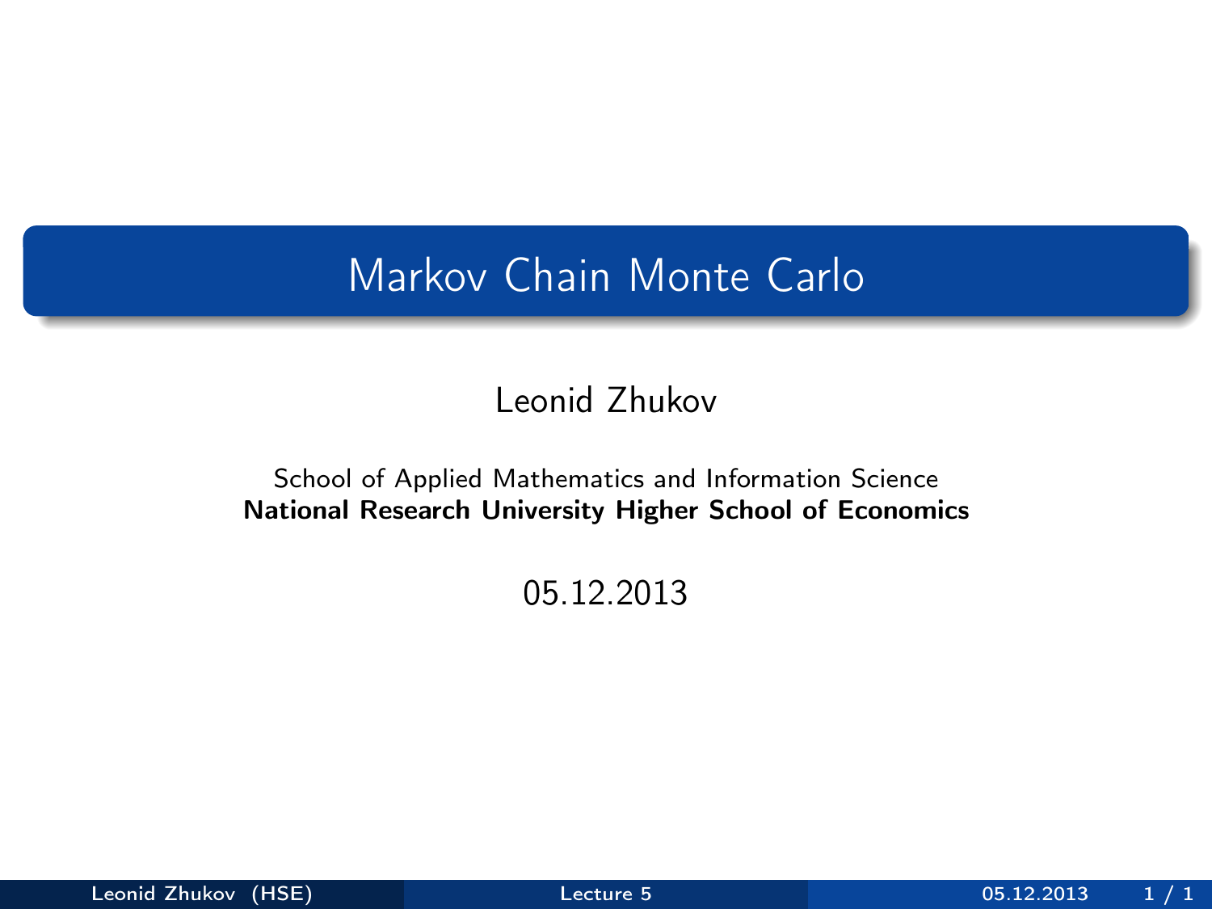# Markov Chain Monte Carlo

Leonid Zhukov

School of Applied Mathematics and Information Science
**National Research University Higher School of Economics**

05.12.2013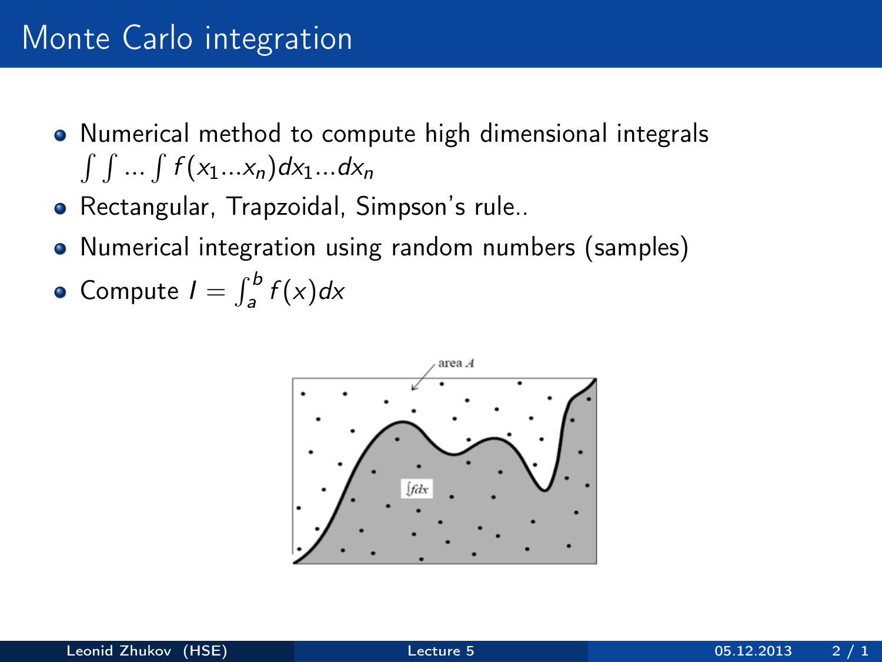# Monte Carlo integration

- Numerical method to compute high dimensional integrals $\int \int ... \int f(x_1...x_n)dx_1...dx_n$
- Rectangular, Trapzoidal, Simpson's rule..
- Numerical integration using random numbers (samples)
- Compute $I = \int_a^b f(x)dx$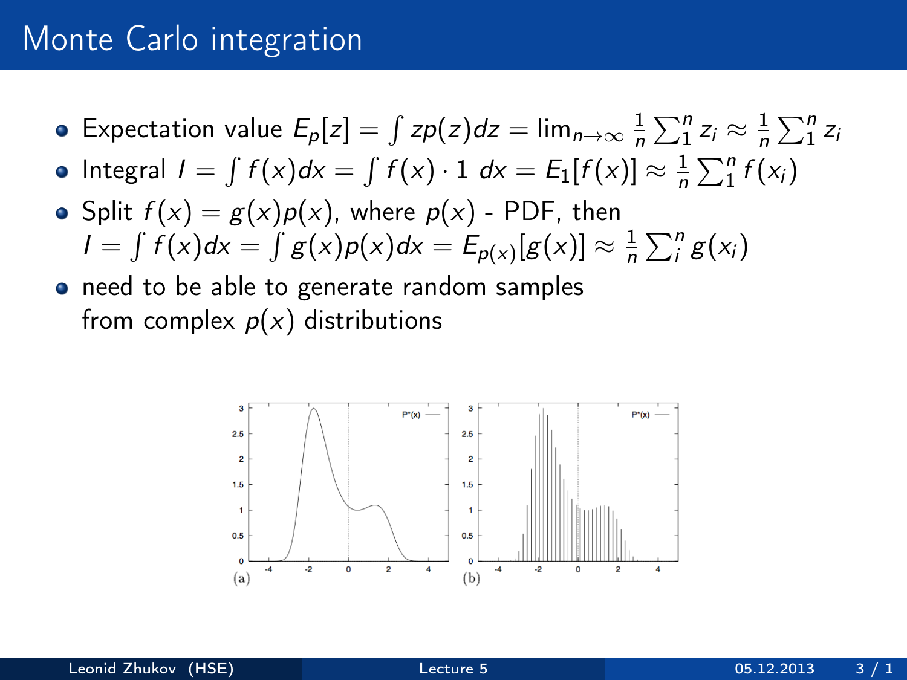# Monte Carlo integration

- Expectation value $E_p[z] = \int z p(z) dz = \lim_{n \to \infty} \frac{1}{n} \sum_1^n z_i \approx \frac{1}{n} \sum_1^n z_i$
- Integral $I = \int f(x) dx = \int f(x) \cdot 1 \; dx = E_1[f(x)] \approx \frac{1}{n} \sum_1^n f(x_i)$
- Split $f(x) = g(x)p(x)$, where $p(x)$ - PDF, then
  $I = \int f(x) dx = \int g(x)p(x) dx = E_{p(x)}[g(x)] \approx \frac{1}{n} \sum_i^n g(x_i)$
- need to be able to generate random samples
  from complex $p(x)$ distributions

(a) (b)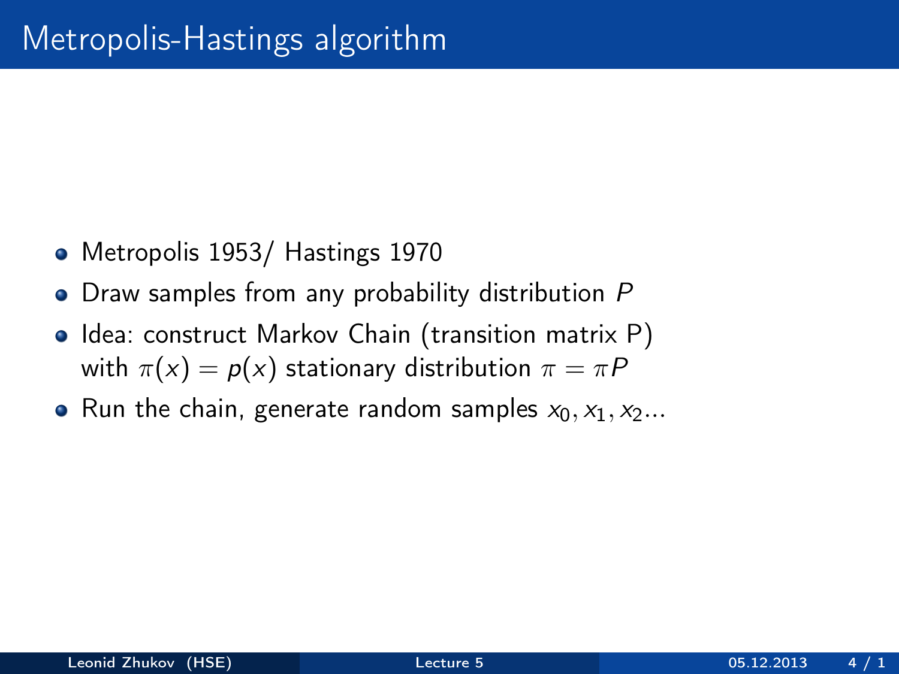# Metropolis-Hastings algorithm

- Metropolis 1953/ Hastings 1970
- Draw samples from any probability distribution $P$
- Idea: construct Markov Chain (transition matrix P) with $\pi(x) = p(x)$ stationary distribution $\pi = \pi P$
- Run the chain, generate random samples $x_0, x_1, x_2 ...$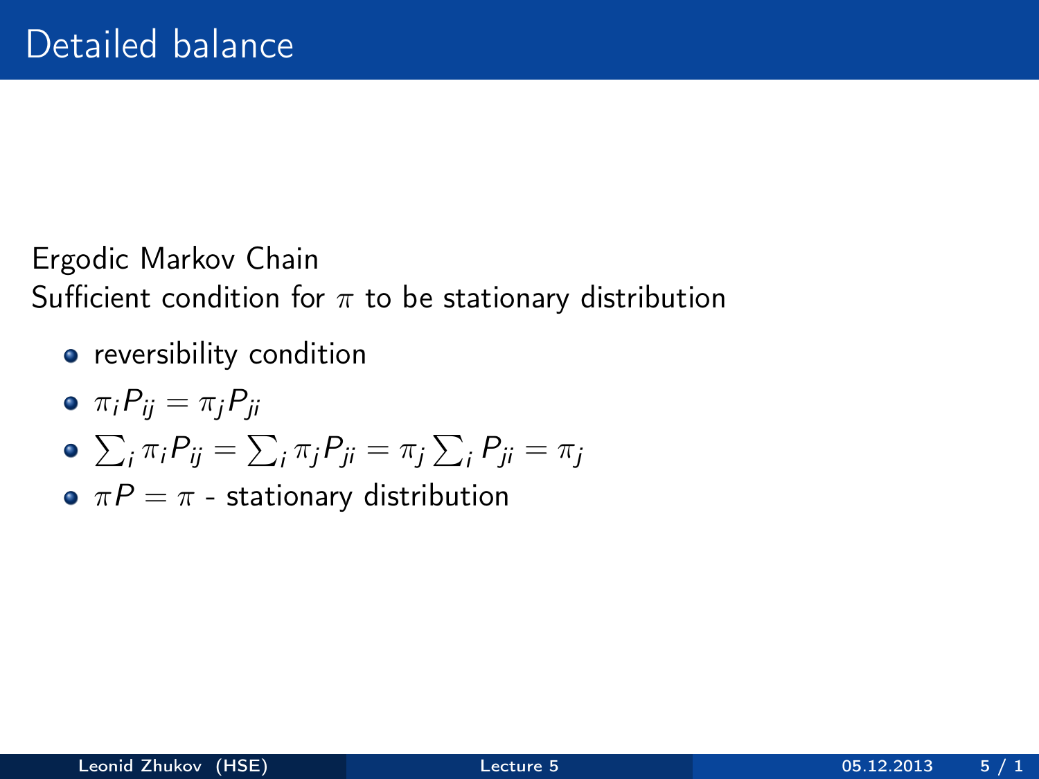# Detailed balance

Ergodic Markov Chain
Sufficient condition for $\pi$ to be stationary distribution

- reversibility condition
- $\pi_i P_{ij} = \pi_j P_{ji}$
- $\sum_i \pi_i P_{ij} = \sum_i \pi_j P_{ji} = \pi_j \sum_i P_{ji} = \pi_j$
- $\pi P = \pi$ - stationary distribution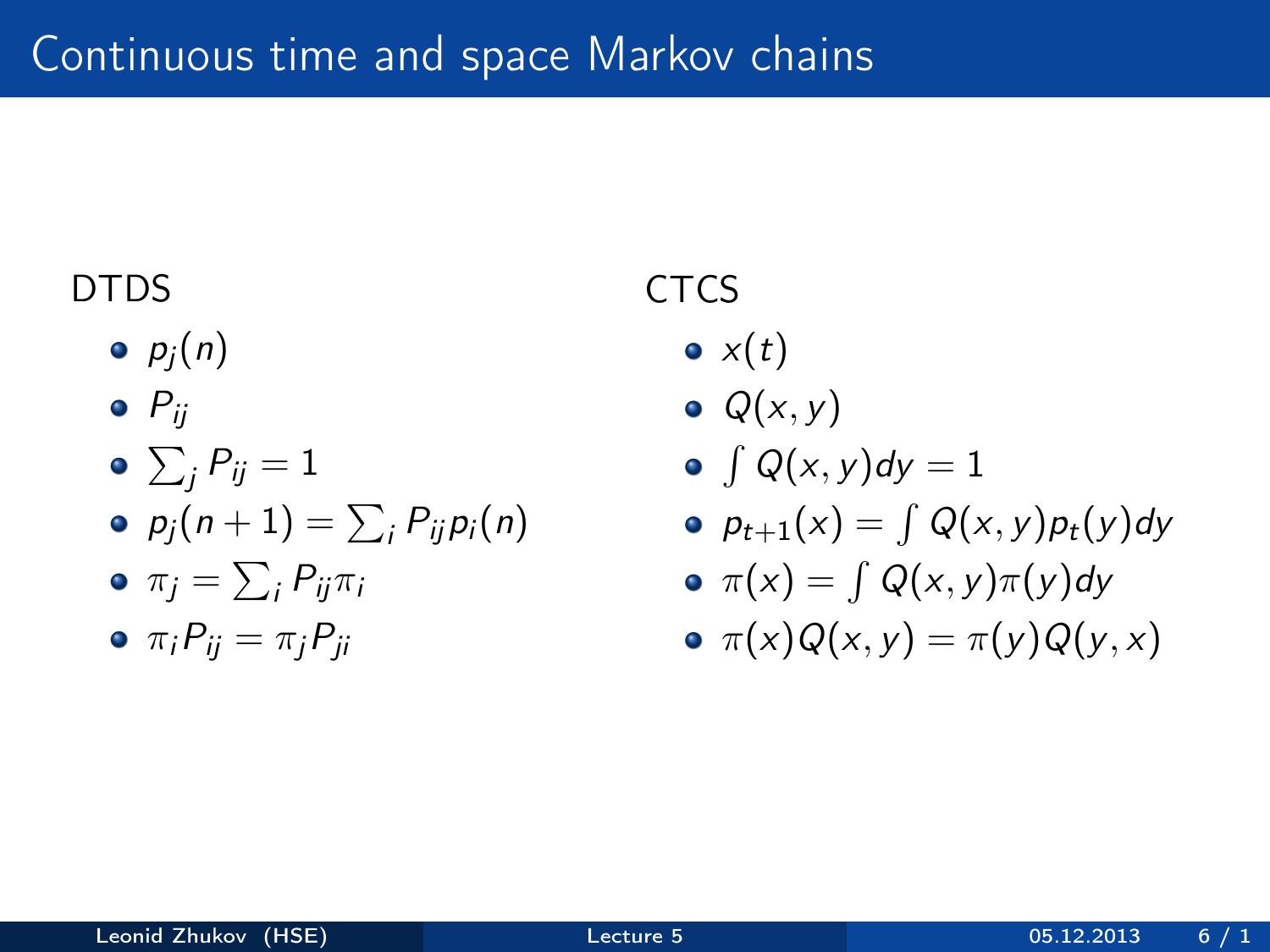# Continuous time and space Markov chains

DTDS

- $p_j(n)$
- $P_{ij}$
- $\sum_j P_{ij} = 1$
- $p_j(n+1) = \sum_i P_{ij} p_i(n)$
- $\pi_j = \sum_i P_{ij} \pi_i$
- $\pi_i P_{ij} = \pi_j P_{ji}$

CTCS

- $x(t)$
- $Q(x, y)$
- $\int Q(x, y) dy = 1$
- $p_{t+1}(x) = \int Q(x, y) p_t(y) dy$
- $\pi(x) = \int Q(x, y) \pi(y) dy$
- $\pi(x) Q(x, y) = \pi(y) Q(y, x)$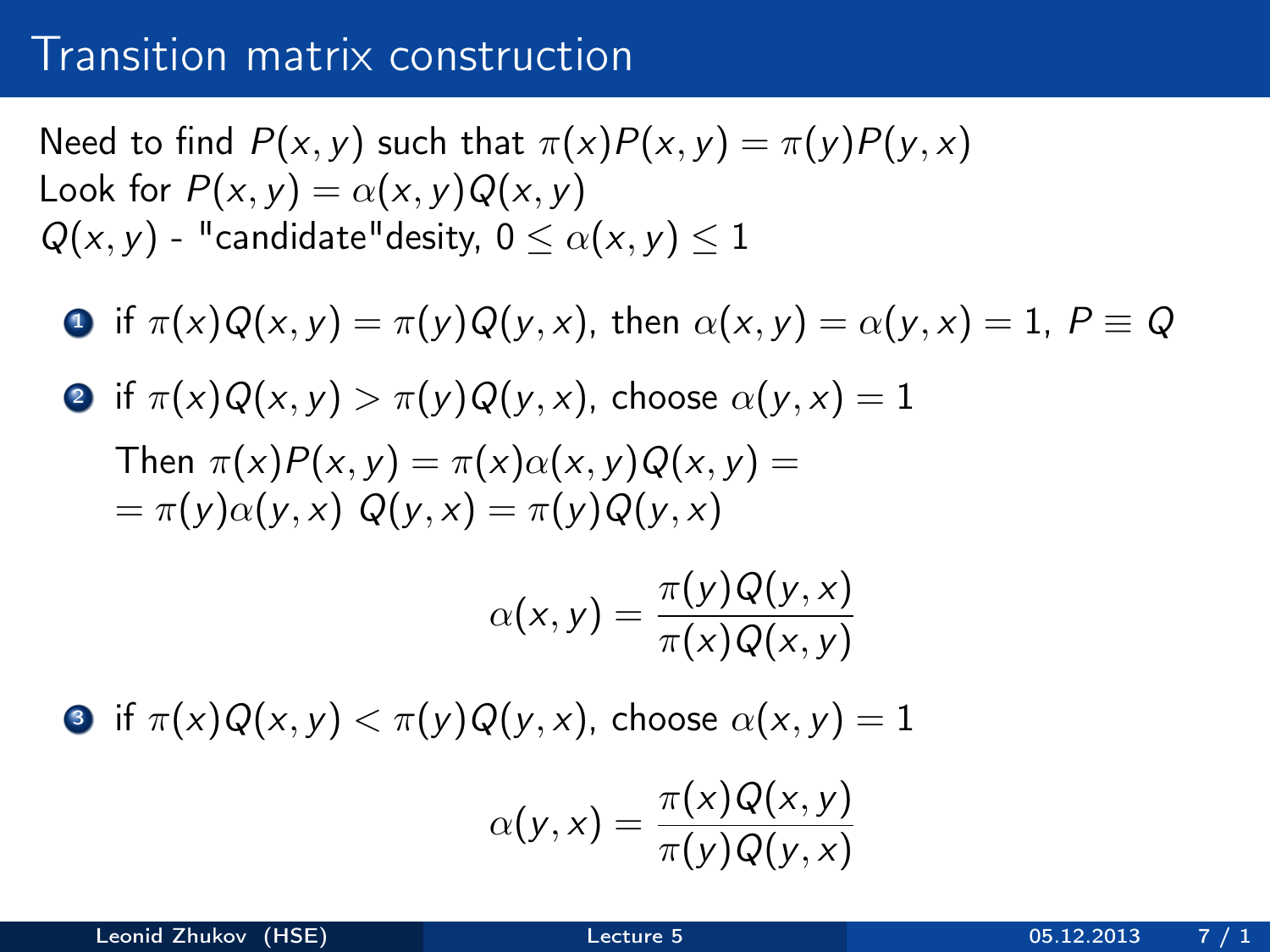# Transition matrix construction

Need to find $P(x, y)$ such that $\pi(x)P(x, y) = \pi(y)P(y, x)$
Look for $P(x, y) = \alpha(x, y)Q(x, y)$
$Q(x, y)$ - "candidate"desity, $0 \leq \alpha(x, y) \leq 1$

1. if $\pi(x)Q(x, y) = \pi(y)Q(y, x)$, then $\alpha(x, y) = \alpha(y, x) = 1$, $P \equiv Q$

2. if $\pi(x)Q(x, y) > \pi(y)Q(y, x)$, choose $\alpha(y, x) = 1$

   Then $\pi(x)P(x, y) = \pi(x)\alpha(x, y)Q(x, y) =$
   $= \pi(y)\alpha(y, x)\ Q(y, x) = \pi(y)Q(y, x)$

   $$\alpha(x, y) = \frac{\pi(y)Q(y, x)}{\pi(x)Q(x, y)}$$

3. if $\pi(x)Q(x, y) < \pi(y)Q(y, x)$, choose $\alpha(x, y) = 1$

   $$\alpha(y, x) = \frac{\pi(x)Q(x, y)}{\pi(y)Q(y, x)}$$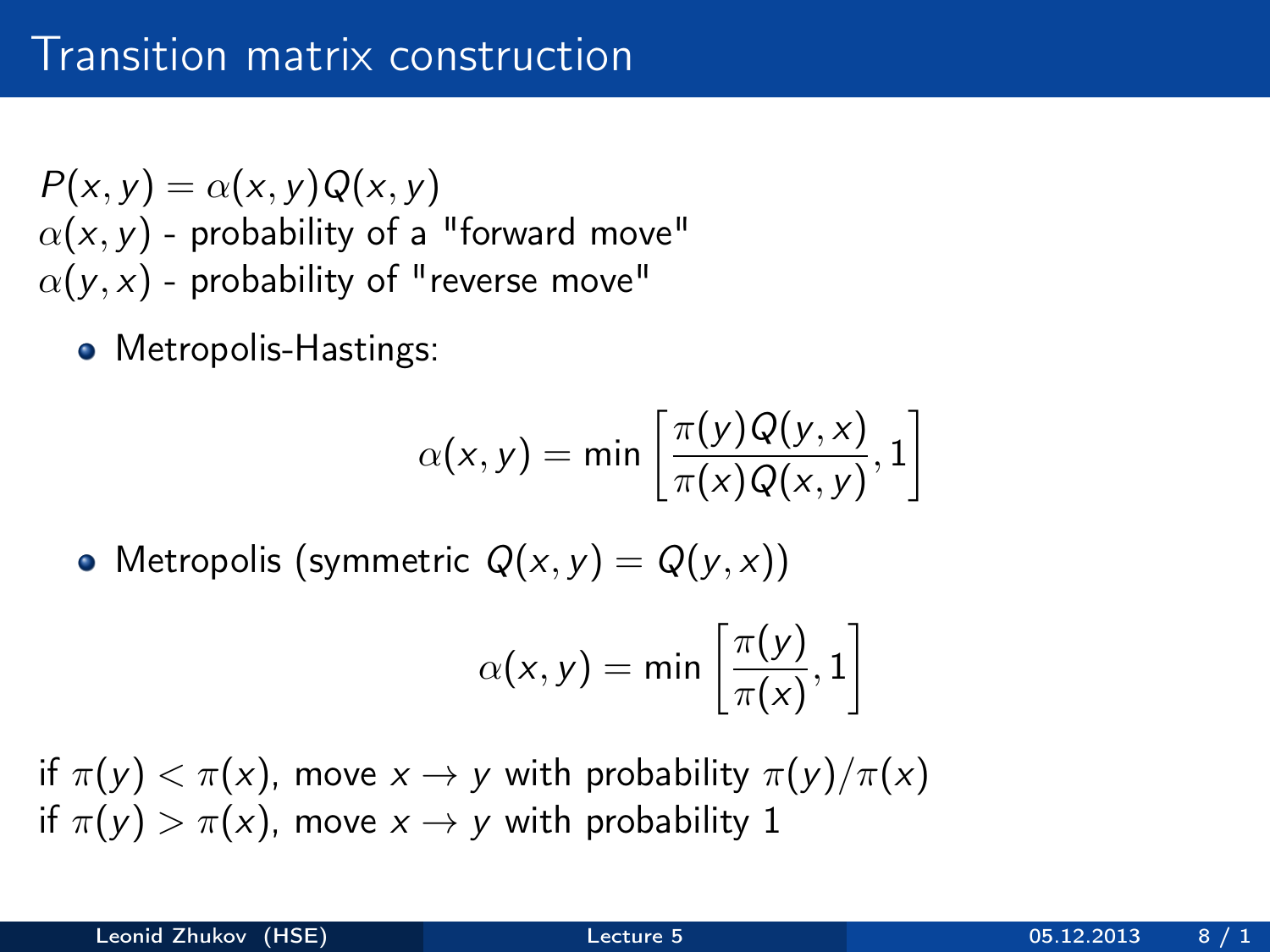# Transition matrix construction

$P(x, y) = \alpha(x, y)Q(x, y)$
$\alpha(x, y)$ - probability of a "forward move"
$\alpha(y, x)$ - probability of "reverse move"

- Metropolis-Hastings:

$$\alpha(x, y) = \min\left[\frac{\pi(y)Q(y, x)}{\pi(x)Q(x, y)}, 1\right]$$

- Metropolis (symmetric $Q(x, y) = Q(y, x)$)

$$\alpha(x, y) = \min\left[\frac{\pi(y)}{\pi(x)}, 1\right]$$

if $\pi(y) < \pi(x)$, move $x \to y$ with probability $\pi(y)/\pi(x)$
if $\pi(y) > \pi(x)$, move $x \to y$ with probability 1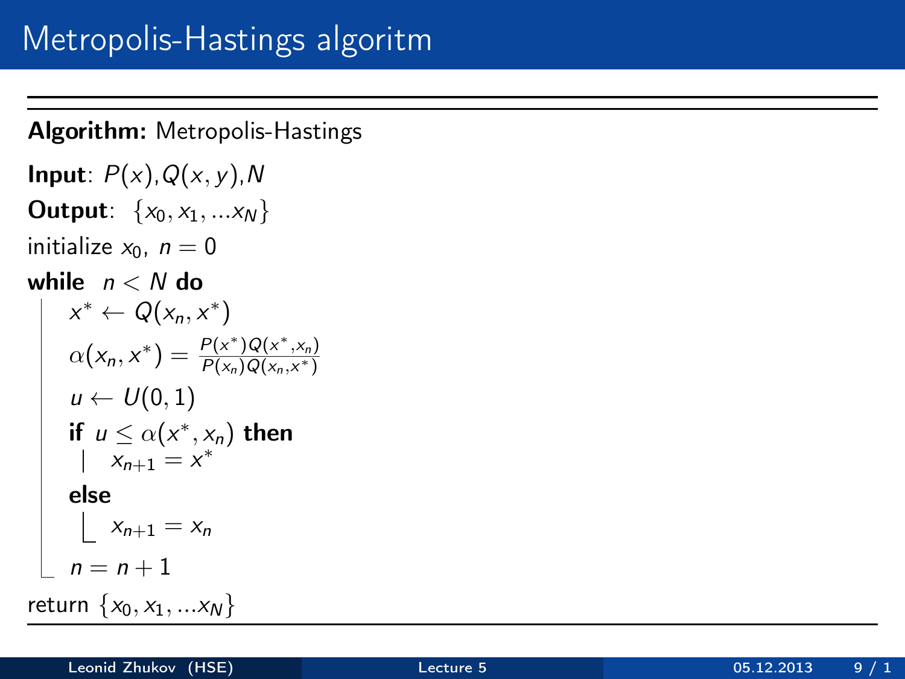# Metropolis-Hastings algoritm

**Algorithm:** Metropolis-Hastings

**Input**: $P(x)$,$Q(x, y)$,$N$
**Output**: $\{x_0, x_1, ...x_N\}$
initialize $x_0$, $n = 0$
**while** $n < N$ **do**
- $x^* \leftarrow Q(x_n, x^*)$
- $\alpha(x_n, x^*) = \frac{P(x^*)Q(x^*,x_n)}{P(x_n)Q(x_n,x^*)}$
- $u \leftarrow U(0, 1)$
- **if** $u \leq \alpha(x^*, x_n)$ **then**
  - $x_{n+1} = x^*$
- **else**
  - $x_{n+1} = x_n$
- $n = n + 1$

return $\{x_0, x_1, ...x_N\}$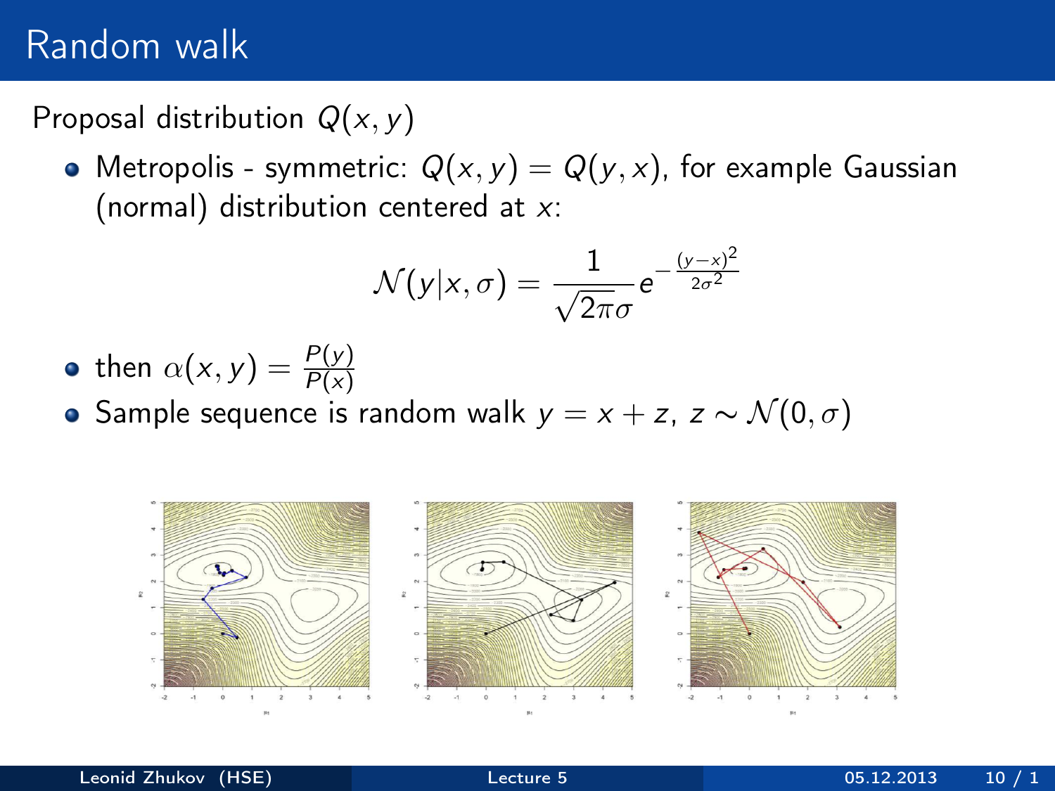# Random walk

Proposal distribution $Q(x, y)$

- Metropolis - symmetric: $Q(x, y) = Q(y, x)$, for example Gaussian (normal) distribution centered at $x$:

$$\mathcal{N}(y|x, \sigma) = \frac{1}{\sqrt{2\pi}\sigma} e^{-\frac{(y-x)^2}{2\sigma^2}}$$

- then $\alpha(x, y) = \frac{P(y)}{P(x)}$
- Sample sequence is random walk $y = x + z$, $z \sim \mathcal{N}(0, \sigma)$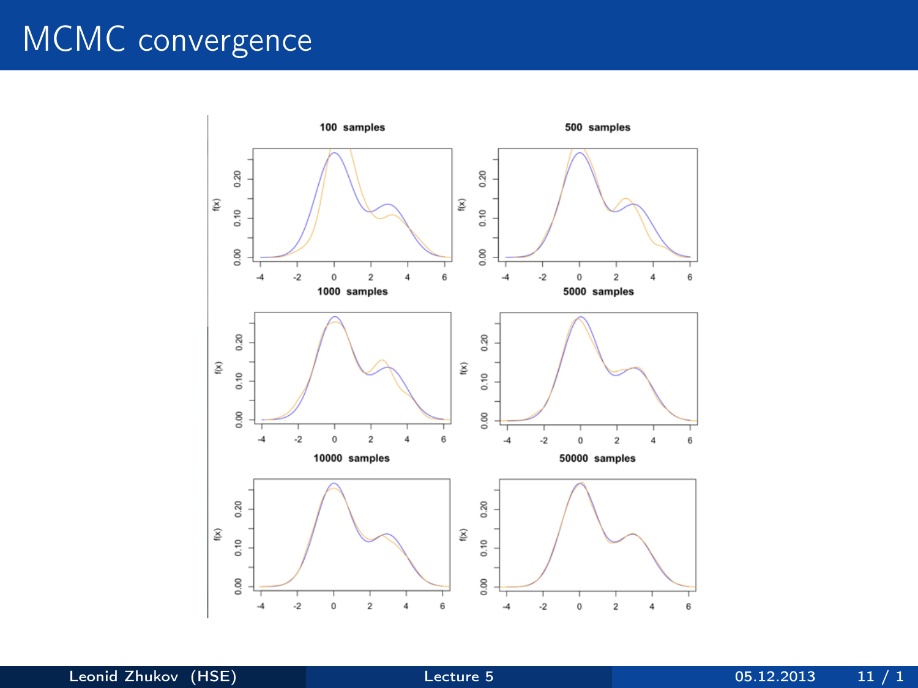# MCMC convergence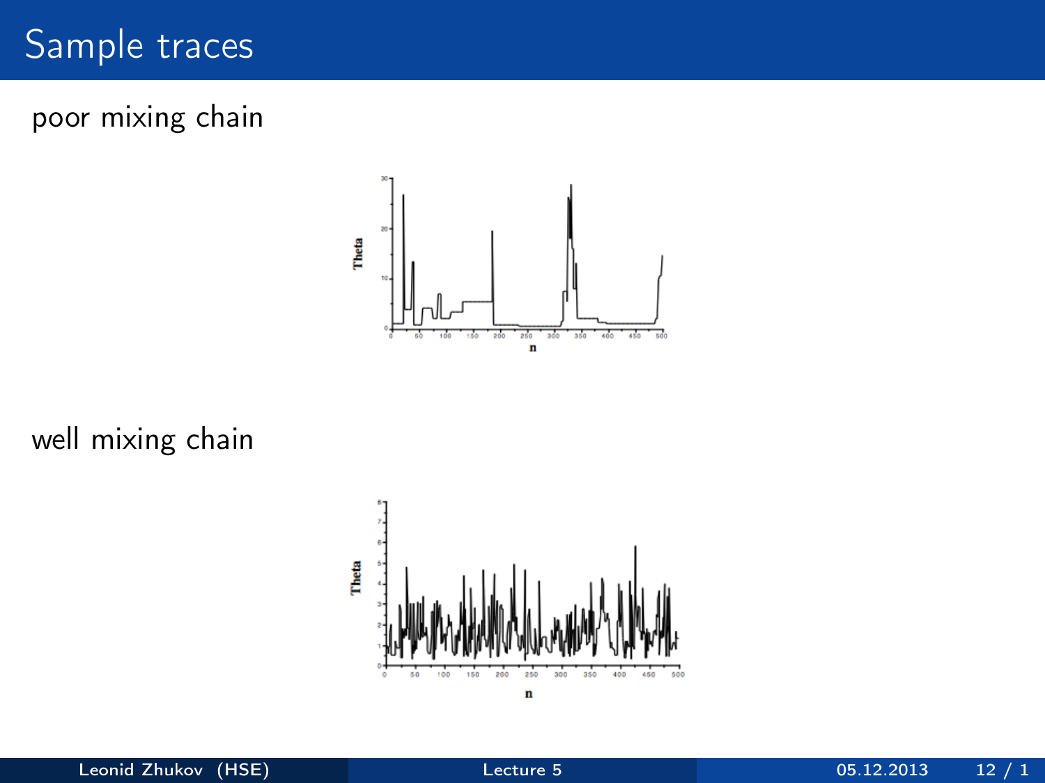# Sample traces

poor mixing chain

well mixing chain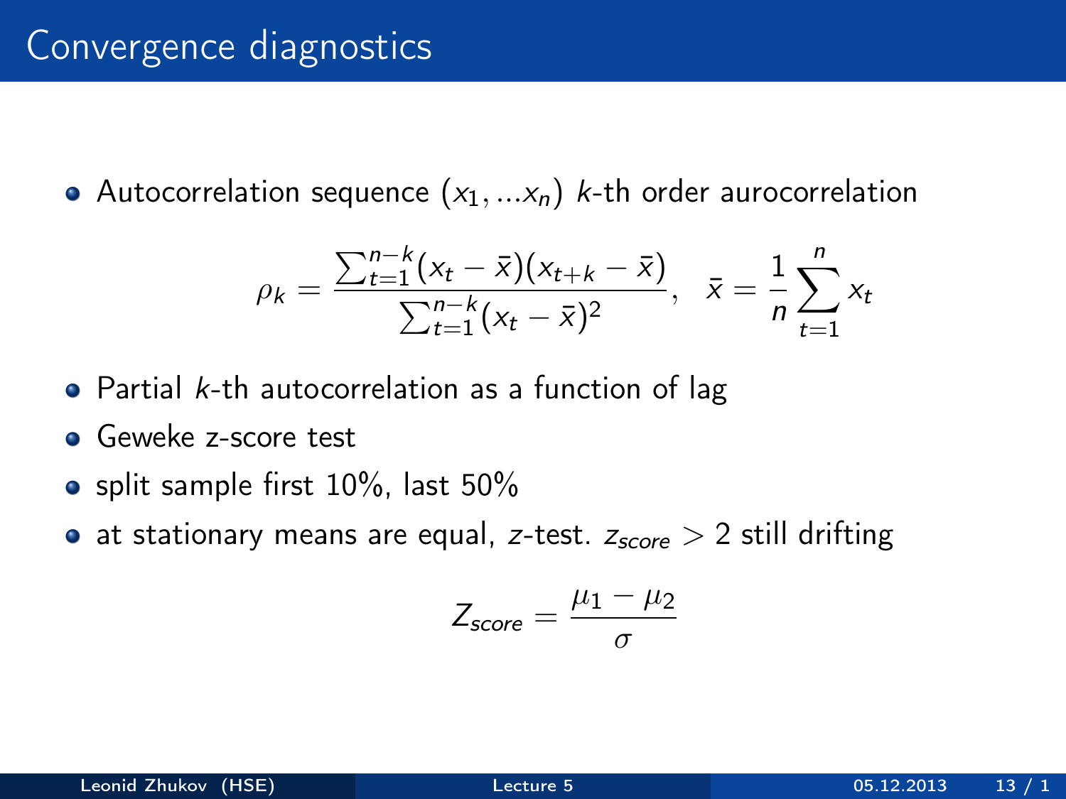# Convergence diagnostics

- Autocorrelation sequence $(x_1, ...x_n)$ $k$-th order aurocorrelation

$$\rho_k = \frac{\sum_{t=1}^{n-k}(x_t - \bar{x})(x_{t+k} - \bar{x})}{\sum_{t=1}^{n-k}(x_t - \bar{x})^2}, \quad \bar{x} = \frac{1}{n}\sum_{t=1}^{n} x_t$$

- Partial $k$-th autocorrelation as a function of lag
- Geweke z-score test
- split sample first 10%, last 50%
- at stationary means are equal, $z$-test. $z_{score} > 2$ still drifting

$$Z_{score} = \frac{\mu_1 - \mu_2}{\sigma}$$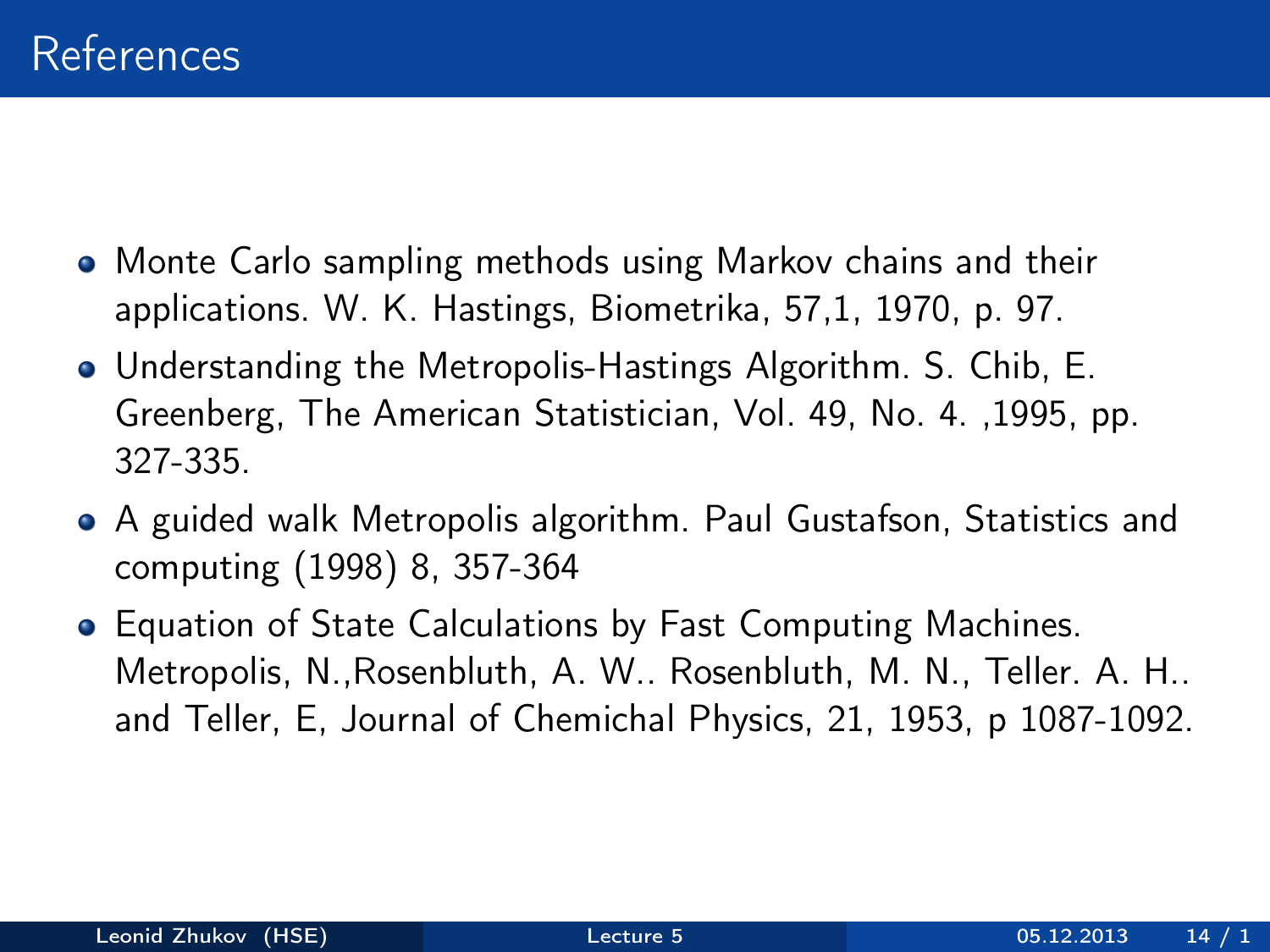# References

- Monte Carlo sampling methods using Markov chains and their applications. W. K. Hastings, Biometrika, 57,1, 1970, p. 97.
- Understanding the Metropolis-Hastings Algorithm. S. Chib, E. Greenberg, The American Statistician, Vol. 49, No. 4. ,1995, pp. 327-335.
- A guided walk Metropolis algorithm. Paul Gustafson, Statistics and computing (1998) 8, 357-364
- Equation of State Calculations by Fast Computing Machines. Metropolis, N.,Rosenbluth, A. W.. Rosenbluth, M. N., Teller. A. H.. and Teller, E, Journal of Chemichal Physics, 21, 1953, p 1087-1092.